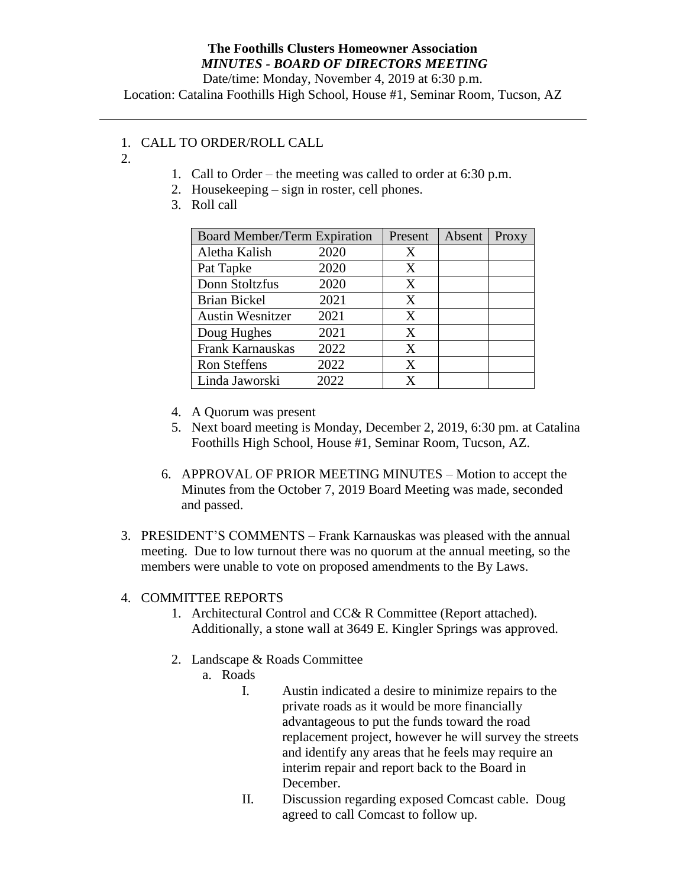**The Foothills Clusters Homeowner Association**

***MINUTES - BOARD OF DIRECTORS MEETING***

Date/time: Monday, November 4, 2019 at 6:30 p.m.

Location: Catalina Foothills High School, House #1, Seminar Room, Tucson, AZ

---

1. CALL TO ORDER/ROLL CALL
2. 
   1. Call to Order – the meeting was called to order at 6:30 p.m.
   2. Housekeeping – sign in roster, cell phones.
   3. Roll call

| Board Member/Term Expiration | | Present | Absent | Proxy |
|---|---|---|---|---|
| Aletha Kalish | 2020 | X | | |
| Pat Tapke | 2020 | X | | |
| Donn Stoltzfus | 2020 | X | | |
| Brian Bickel | 2021 | X | | |
| Austin Wesnitzer | 2021 | X | | |
| Doug Hughes | 2021 | X | | |
| Frank Karnauskas | 2022 | X | | |
| Ron Steffens | 2022 | X | | |
| Linda Jaworski | 2022 | X | | |

   4. A Quorum was present
   5. Next board meeting is Monday, December 2, 2019, 6:30 pm. at Catalina Foothills High School, House #1, Seminar Room, Tucson, AZ.
   6. APPROVAL OF PRIOR MEETING MINUTES – Motion to accept the Minutes from the October 7, 2019 Board Meeting was made, seconded and passed.

3. PRESIDENT'S COMMENTS – Frank Karnauskas was pleased with the annual meeting. Due to low turnout there was no quorum at the annual meeting, so the members were unable to vote on proposed amendments to the By Laws.

4. COMMITTEE REPORTS
   1. Architectural Control and CC& R Committee (Report attached). Additionally, a stone wall at 3649 E. Kingler Springs was approved.
   2. Landscape & Roads Committee
      a. Roads
         I. Austin indicated a desire to minimize repairs to the private roads as it would be more financially advantageous to put the funds toward the road replacement project, however he will survey the streets and identify any areas that he feels may require an interim repair and report back to the Board in December.
         II. Discussion regarding exposed Comcast cable. Doug agreed to call Comcast to follow up.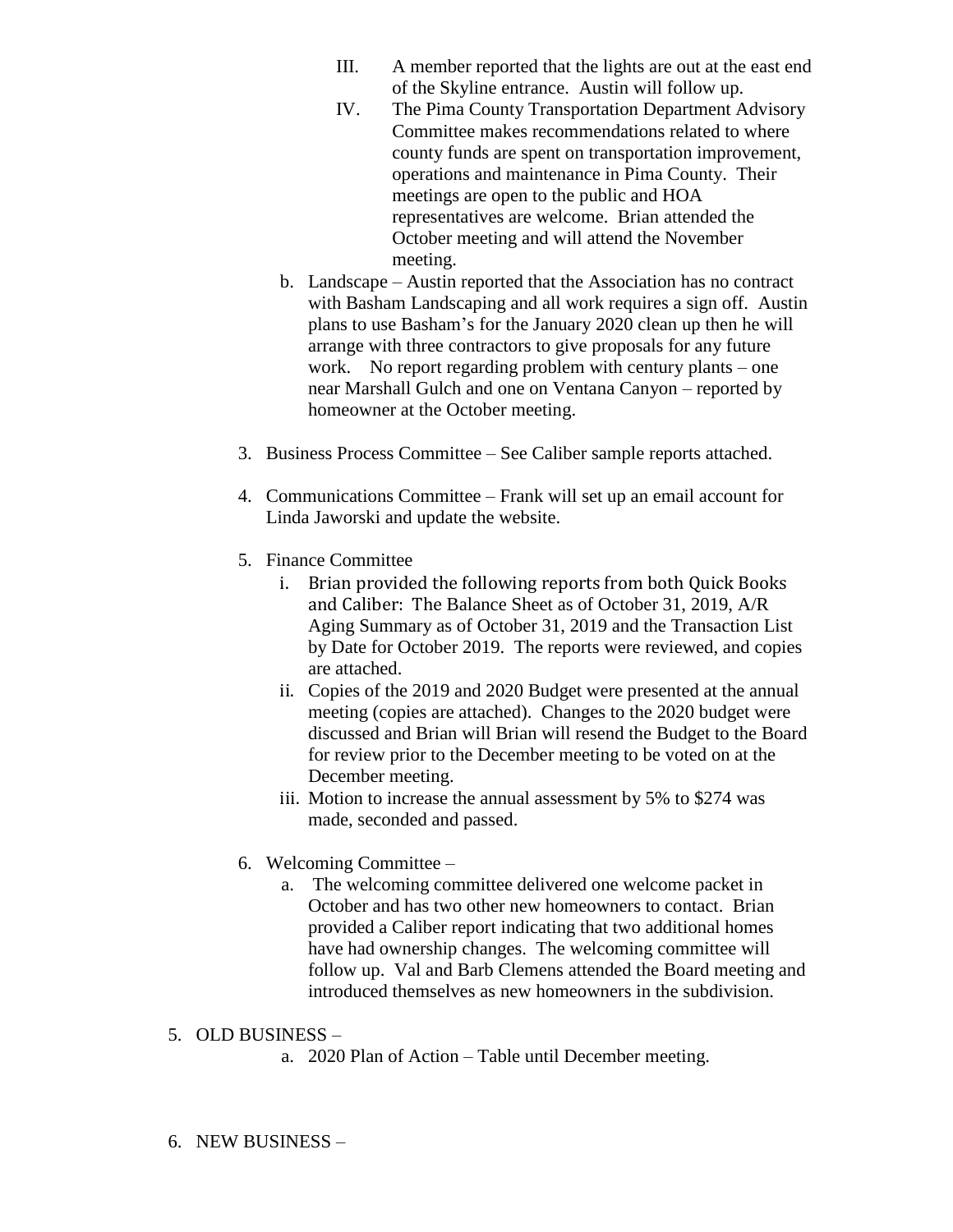III. A member reported that the lights are out at the east end of the Skyline entrance. Austin will follow up.

IV. The Pima County Transportation Department Advisory Committee makes recommendations related to where county funds are spent on transportation improvement, operations and maintenance in Pima County. Their meetings are open to the public and HOA representatives are welcome. Brian attended the October meeting and will attend the November meeting.

b. Landscape – Austin reported that the Association has no contract with Basham Landscaping and all work requires a sign off. Austin plans to use Basham's for the January 2020 clean up then he will arrange with three contractors to give proposals for any future work. No report regarding problem with century plants – one near Marshall Gulch and one on Ventana Canyon – reported by homeowner at the October meeting.

3. Business Process Committee – See Caliber sample reports attached.

4. Communications Committee – Frank will set up an email account for Linda Jaworski and update the website.

5. Finance Committee
   - i. Brian provided the following reports from both Quick Books and Caliber: The Balance Sheet as of October 31, 2019, A/R Aging Summary as of October 31, 2019 and the Transaction List by Date for October 2019. The reports were reviewed, and copies are attached.
   - ii. Copies of the 2019 and 2020 Budget were presented at the annual meeting (copies are attached). Changes to the 2020 budget were discussed and Brian will Brian will resend the Budget to the Board for review prior to the December meeting to be voted on at the December meeting.
   - iii. Motion to increase the annual assessment by 5% to $274 was made, seconded and passed.

6. Welcoming Committee –
   - a. The welcoming committee delivered one welcome packet in October and has two other new homeowners to contact. Brian provided a Caliber report indicating that two additional homes have had ownership changes. The welcoming committee will follow up. Val and Barb Clemens attended the Board meeting and introduced themselves as new homeowners in the subdivision.

5. OLD BUSINESS –
   - a. 2020 Plan of Action – Table until December meeting.

6. NEW BUSINESS –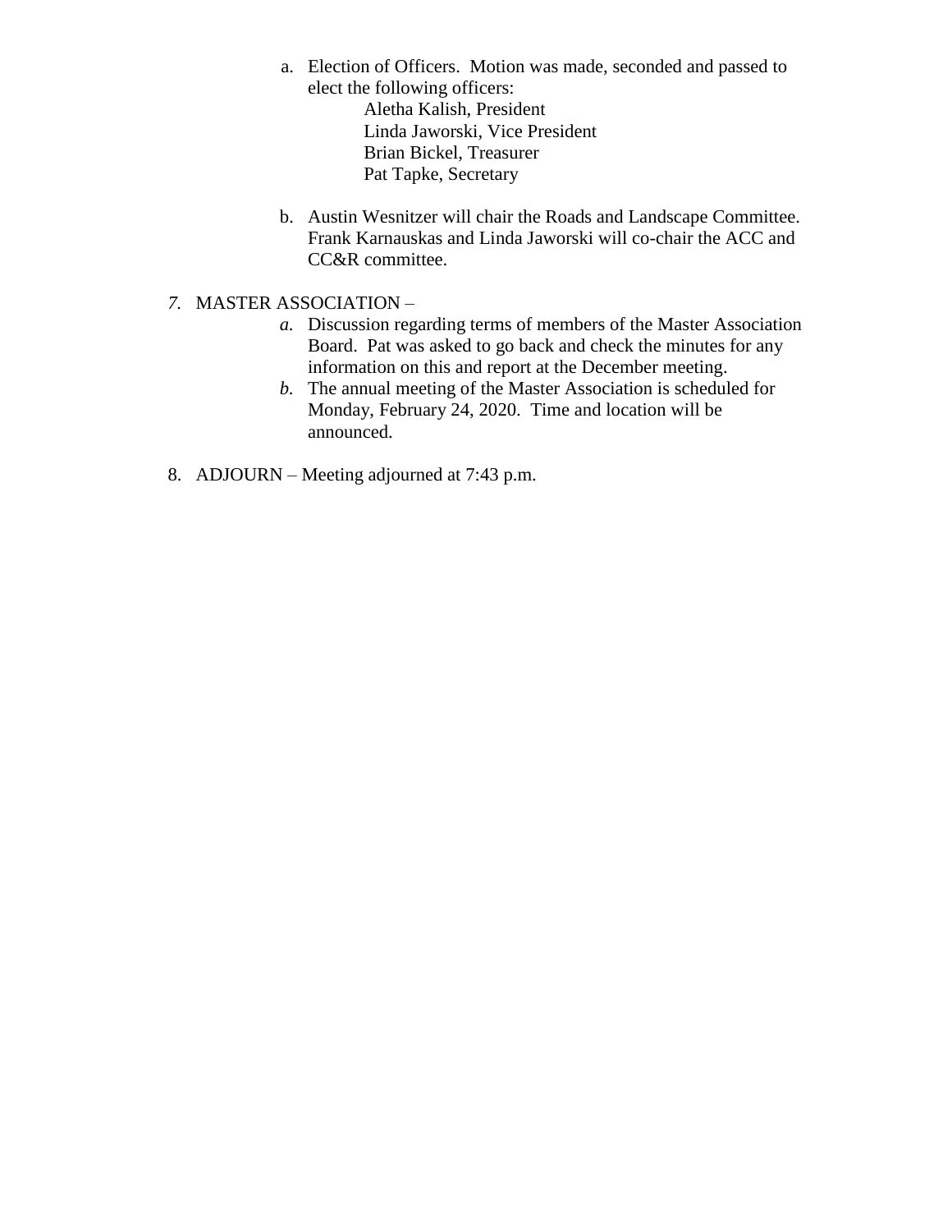a. Election of Officers. Motion was made, seconded and passed to elect the following officers:

    Aletha Kalish, President
    Linda Jaworski, Vice President
    Brian Bickel, Treasurer
    Pat Tapke, Secretary

b. Austin Wesnitzer will chair the Roads and Landscape Committee. Frank Karnauskas and Linda Jaworski will co-chair the ACC and CC&R committee.

*7.* MASTER ASSOCIATION –

*a.* Discussion regarding terms of members of the Master Association Board. Pat was asked to go back and check the minutes for any information on this and report at the December meeting.

*b.* The annual meeting of the Master Association is scheduled for Monday, February 24, 2020. Time and location will be announced.

8. ADJOURN – Meeting adjourned at 7:43 p.m.